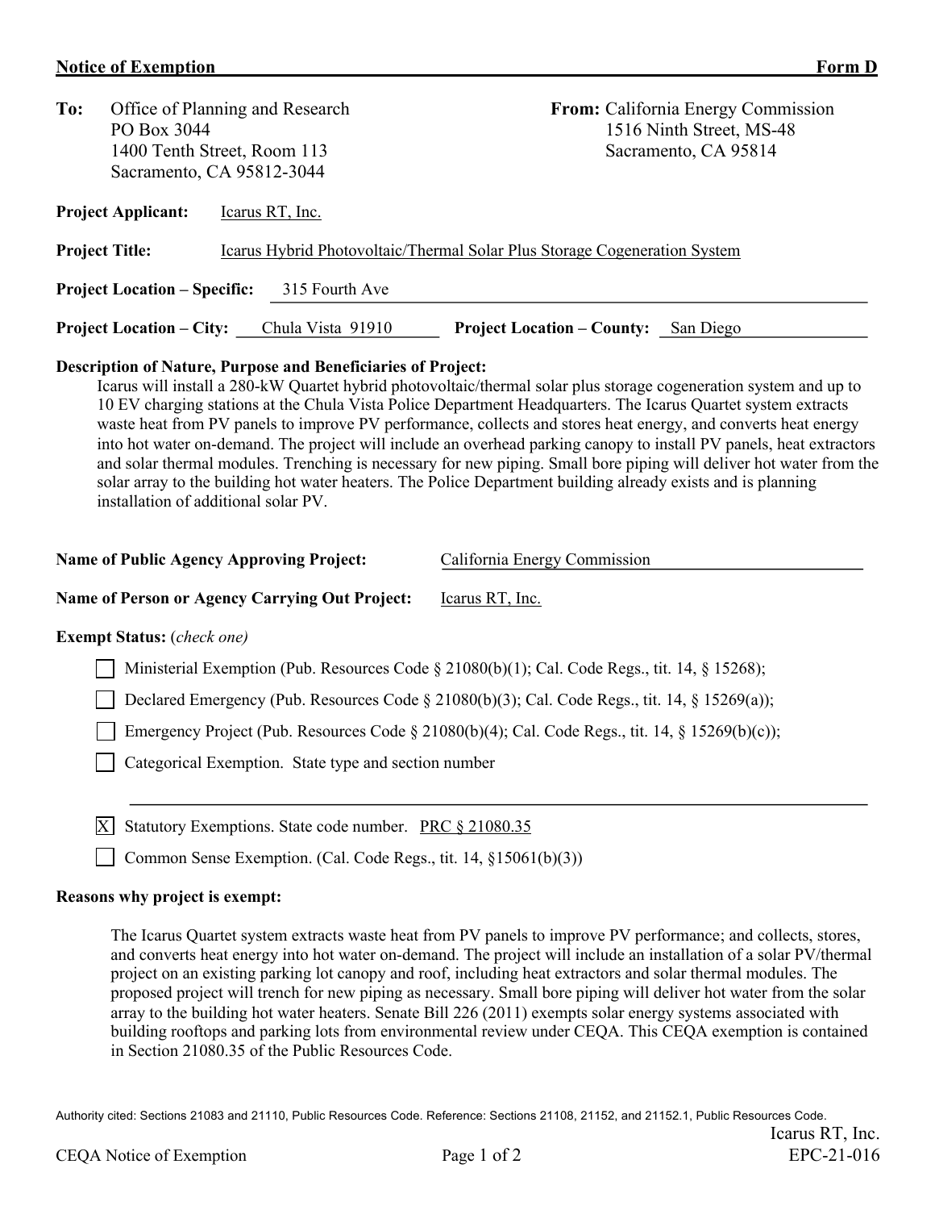**Notice of Exemption** **Form D**

**To:** Office of Planning and Research
PO Box 3044
1400 Tenth Street, Room 113
Sacramento, CA 95812-3044

**From:** California Energy Commission
1516 Ninth Street, MS-48
Sacramento, CA 95814

**Project Applicant:** Icarus RT, Inc.

**Project Title:** Icarus Hybrid Photovoltaic/Thermal Solar Plus Storage Cogeneration System

**Project Location – Specific:** 315 Fourth Ave

**Project Location – City:** Chula Vista 91910 **Project Location – County:** San Diego

**Description of Nature, Purpose and Beneficiaries of Project:**

Icarus will install a 280-kW Quartet hybrid photovoltaic/thermal solar plus storage cogeneration system and up to 10 EV charging stations at the Chula Vista Police Department Headquarters. The Icarus Quartet system extracts waste heat from PV panels to improve PV performance, collects and stores heat energy, and converts heat energy into hot water on-demand. The project will include an overhead parking canopy to install PV panels, heat extractors and solar thermal modules. Trenching is necessary for new piping. Small bore piping will deliver hot water from the solar array to the building hot water heaters. The Police Department building already exists and is planning installation of additional solar PV.

**Name of Public Agency Approving Project:** California Energy Commission

**Name of Person or Agency Carrying Out Project:** Icarus RT, Inc.

**Exempt Status:** *(check one)*

- [ ] Ministerial Exemption (Pub. Resources Code § 21080(b)(1); Cal. Code Regs., tit. 14, § 15268);
- [ ] Declared Emergency (Pub. Resources Code § 21080(b)(3); Cal. Code Regs., tit. 14, § 15269(a));
- [ ] Emergency Project (Pub. Resources Code § 21080(b)(4); Cal. Code Regs., tit. 14, § 15269(b)(c));
- [ ] Categorical Exemption. State type and section number
- [X] Statutory Exemptions. State code number. PRC § 21080.35
- [ ] Common Sense Exemption. (Cal. Code Regs., tit. 14, §15061(b)(3))

**Reasons why project is exempt:**

The Icarus Quartet system extracts waste heat from PV panels to improve PV performance; and collects, stores, and converts heat energy into hot water on-demand. The project will include an installation of a solar PV/thermal project on an existing parking lot canopy and roof, including heat extractors and solar thermal modules. The proposed project will trench for new piping as necessary. Small bore piping will deliver hot water from the solar array to the building hot water heaters. Senate Bill 226 (2011) exempts solar energy systems associated with building rooftops and parking lots from environmental review under CEQA. This CEQA exemption is contained in Section 21080.35 of the Public Resources Code.

Authority cited: Sections 21083 and 21110, Public Resources Code. Reference: Sections 21108, 21152, and 21152.1, Public Resources Code.

Icarus RT, Inc.
EPC-21-016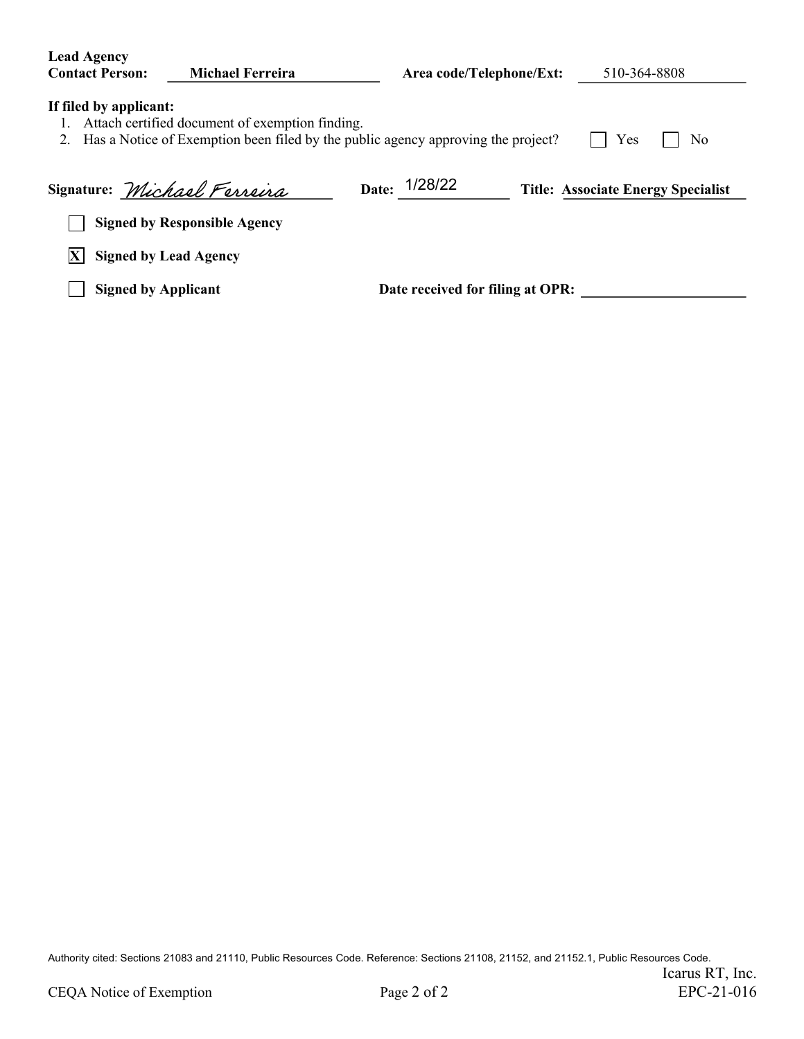**Lead Agency**
**Contact Person:** **Michael Ferreira** **Area code/Telephone/Ext:** 510-364-8808

**If filed by applicant:**

1. Attach certified document of exemption finding.
2. Has a Notice of Exemption been filed by the public agency approving the project? ☐ Yes ☐ No

**Signature:** *Michael Ferreira* **Date:** 1/28/22 **Title:** **Associate Energy Specialist**

☐ **Signed by Responsible Agency**

☒ **Signed by Lead Agency**

☐ **Signed by Applicant** **Date received for filing at OPR:** ______________________

Authority cited: Sections 21083 and 21110, Public Resources Code. Reference: Sections 21108, 21152, and 21152.1, Public Resources Code.